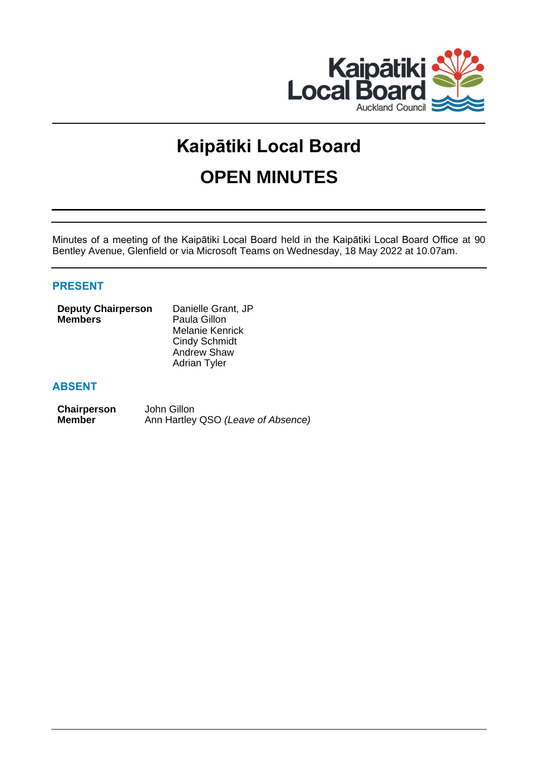# Kaipātiki Local Board

# OPEN MINUTES

Minutes of a meeting of the Kaipātiki Local Board held in the Kaipātiki Local Board Office at 90 Bentley Avenue, Glenfield or via Microsoft Teams on Wednesday, 18 May 2022 at 10.07am.

## PRESENT

| | |
|---|---|
| **Deputy Chairperson** | Danielle Grant, JP |
| **Members** | Paula Gillon |
| | Melanie Kenrick |
| | Cindy Schmidt |
| | Andrew Shaw |
| | Adrian Tyler |

## ABSENT

| | |
|---|---|
| **Chairperson** | John Gillon |
| **Member** | Ann Hartley QSO *(Leave of Absence)* |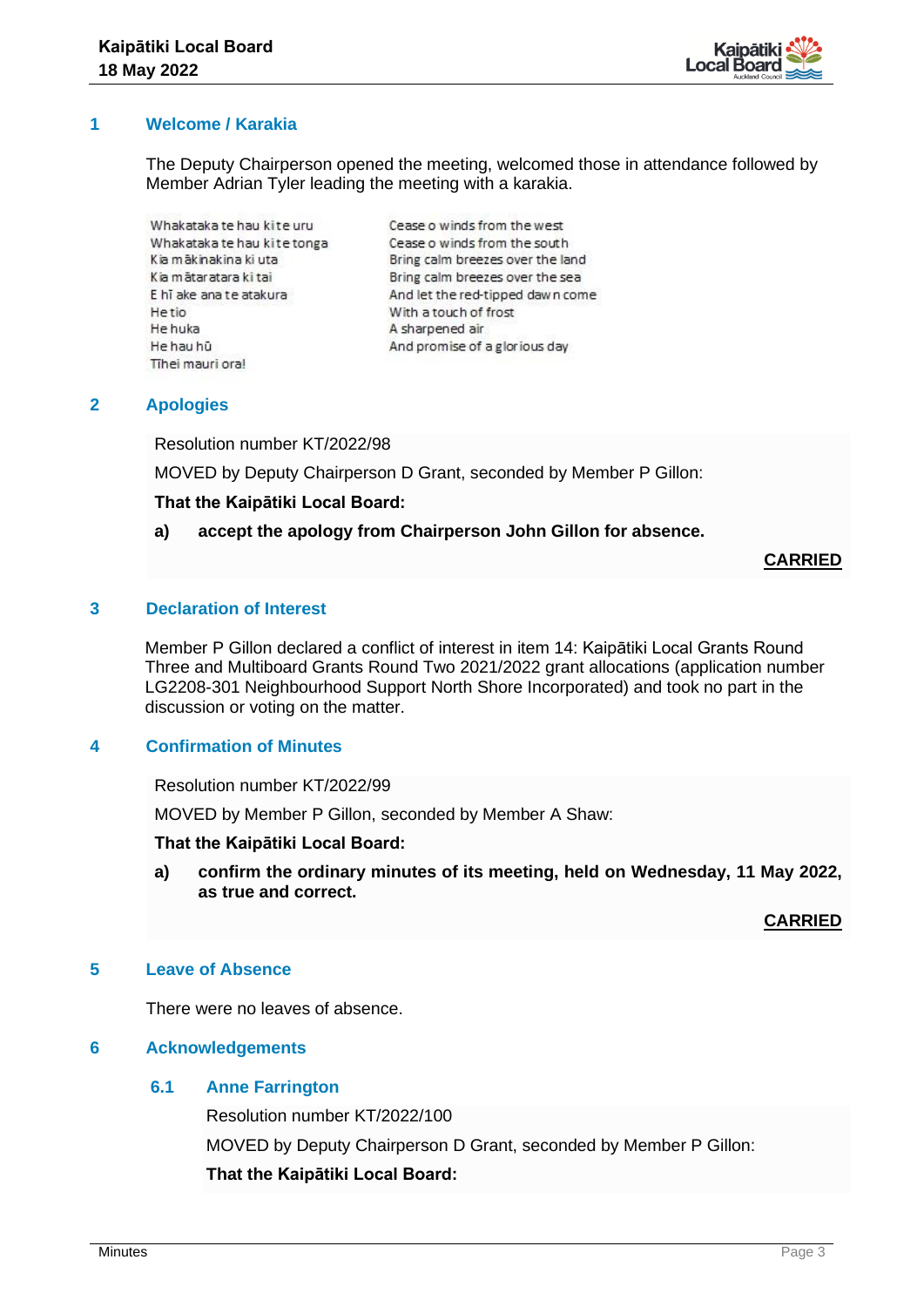## 1 Welcome / Karakia

The Deputy Chairperson opened the meeting, welcomed those in attendance followed by Member Adrian Tyler leading the meeting with a karakia.

| | |
|---|---|
| Whakataka te hau ki te uru | Cease o winds from the west |
| Whakataka te hau ki te tonga | Cease o winds from the south |
| Kia mākinakina ki uta | Bring calm breezes over the land |
| Kia mātaratara ki tai | Bring calm breezes over the sea |
| E hī ake ana te atakura | And let the red-tipped dawn come |
| He tio | With a touch of frost |
| He huka | A sharpened air |
| He hau hū | And promise of a glorious day |
| Tīhei mauri ora! | |

## 2 Apologies

Resolution number KT/2022/98

MOVED by Deputy Chairperson D Grant, seconded by Member P Gillon:

**That the Kaipātiki Local Board:**

**a) accept the apology from Chairperson John Gillon for absence.**

**CARRIED**

## 3 Declaration of Interest

Member P Gillon declared a conflict of interest in item 14: Kaipātiki Local Grants Round Three and Multiboard Grants Round Two 2021/2022 grant allocations (application number LG2208-301 Neighbourhood Support North Shore Incorporated) and took no part in the discussion or voting on the matter.

## 4 Confirmation of Minutes

Resolution number KT/2022/99

MOVED by Member P Gillon, seconded by Member A Shaw:

**That the Kaipātiki Local Board:**

**a) confirm the ordinary minutes of its meeting, held on Wednesday, 11 May 2022, as true and correct.**

**CARRIED**

## 5 Leave of Absence

There were no leaves of absence.

## 6 Acknowledgements

### 6.1 Anne Farrington

Resolution number KT/2022/100

MOVED by Deputy Chairperson D Grant, seconded by Member P Gillon:

**That the Kaipātiki Local Board:**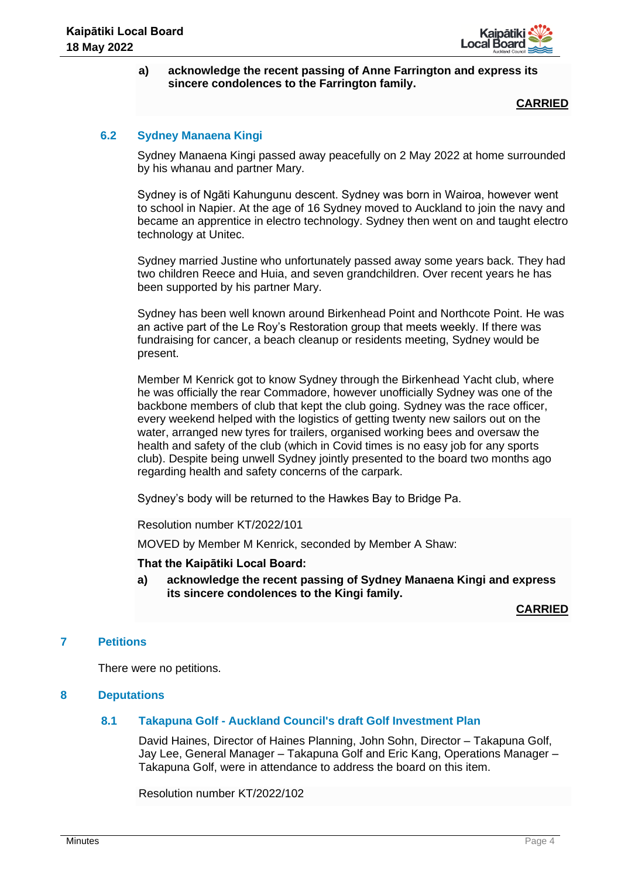**a) acknowledge the recent passing of Anne Farrington and express its sincere condolences to the Farrington family.**

**CARRIED**

### 6.2 Sydney Manaena Kingi

Sydney Manaena Kingi passed away peacefully on 2 May 2022 at home surrounded by his whanau and partner Mary.

Sydney is of Ngāti Kahungunu descent. Sydney was born in Wairoa, however went to school in Napier. At the age of 16 Sydney moved to Auckland to join the navy and became an apprentice in electro technology. Sydney then went on and taught electro technology at Unitec.

Sydney married Justine who unfortunately passed away some years back. They had two children Reece and Huia, and seven grandchildren. Over recent years he has been supported by his partner Mary.

Sydney has been well known around Birkenhead Point and Northcote Point. He was an active part of the Le Roy's Restoration group that meets weekly. If there was fundraising for cancer, a beach cleanup or residents meeting, Sydney would be present.

Member M Kenrick got to know Sydney through the Birkenhead Yacht club, where he was officially the rear Commadore, however unofficially Sydney was one of the backbone members of club that kept the club going. Sydney was the race officer, every weekend helped with the logistics of getting twenty new sailors out on the water, arranged new tyres for trailers, organised working bees and oversaw the health and safety of the club (which in Covid times is no easy job for any sports club). Despite being unwell Sydney jointly presented to the board two months ago regarding health and safety concerns of the carpark.

Sydney's body will be returned to the Hawkes Bay to Bridge Pa.

Resolution number KT/2022/101

MOVED by Member M Kenrick, seconded by Member A Shaw:

**That the Kaipātiki Local Board:**

**a) acknowledge the recent passing of Sydney Manaena Kingi and express its sincere condolences to the Kingi family.**

**CARRIED**

## 7 Petitions

There were no petitions.

## 8 Deputations

### 8.1 Takapuna Golf - Auckland Council's draft Golf Investment Plan

David Haines, Director of Haines Planning, John Sohn, Director – Takapuna Golf, Jay Lee, General Manager – Takapuna Golf and Eric Kang, Operations Manager – Takapuna Golf, were in attendance to address the board on this item.

Resolution number KT/2022/102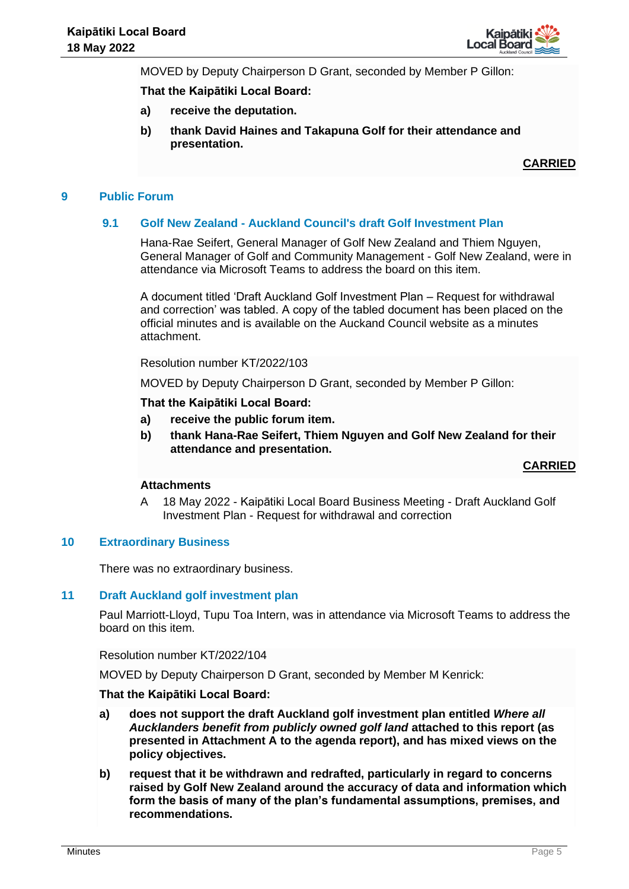MOVED by Deputy Chairperson D Grant, seconded by Member P Gillon:

**That the Kaipātiki Local Board:**

**a) receive the deputation.**

**b) thank David Haines and Takapuna Golf for their attendance and presentation.**

**CARRIED**

## 9 Public Forum

### 9.1 Golf New Zealand - Auckland Council's draft Golf Investment Plan

Hana-Rae Seifert, General Manager of Golf New Zealand and Thiem Nguyen, General Manager of Golf and Community Management - Golf New Zealand, were in attendance via Microsoft Teams to address the board on this item.

A document titled 'Draft Auckland Golf Investment Plan – Request for withdrawal and correction' was tabled. A copy of the tabled document has been placed on the official minutes and is available on the Auckand Council website as a minutes attachment.

Resolution number KT/2022/103

MOVED by Deputy Chairperson D Grant, seconded by Member P Gillon:

**That the Kaipātiki Local Board:**

**a) receive the public forum item.**

**b) thank Hana-Rae Seifert, Thiem Nguyen and Golf New Zealand for their attendance and presentation.**

**CARRIED**

**Attachments**

A 18 May 2022 - Kaipātiki Local Board Business Meeting - Draft Auckland Golf Investment Plan - Request for withdrawal and correction

## 10 Extraordinary Business

There was no extraordinary business.

## 11 Draft Auckland golf investment plan

Paul Marriott-Lloyd, Tupu Toa Intern, was in attendance via Microsoft Teams to address the board on this item.

Resolution number KT/2022/104

MOVED by Deputy Chairperson D Grant, seconded by Member M Kenrick:

**That the Kaipātiki Local Board:**

**a) does not support the draft Auckland golf investment plan entitled *Where all Aucklanders benefit from publicly owned golf land* attached to this report (as presented in Attachment A to the agenda report), and has mixed views on the policy objectives.**

**b) request that it be withdrawn and redrafted, particularly in regard to concerns raised by Golf New Zealand around the accuracy of data and information which form the basis of many of the plan's fundamental assumptions, premises, and recommendations.**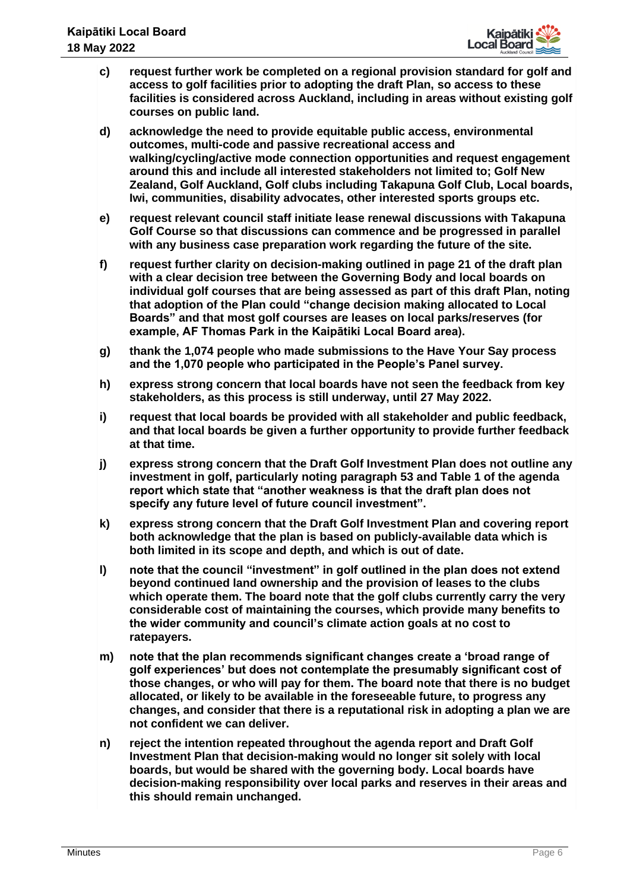c) **request further work be completed on a regional provision standard for golf and access to golf facilities prior to adopting the draft Plan, so access to these facilities is considered across Auckland, including in areas without existing golf courses on public land.**

d) **acknowledge the need to provide equitable public access, environmental outcomes, multi-code and passive recreational access and walking/cycling/active mode connection opportunities and request engagement around this and include all interested stakeholders not limited to; Golf New Zealand, Golf Auckland, Golf clubs including Takapuna Golf Club, Local boards, Iwi, communities, disability advocates, other interested sports groups etc.**

e) **request relevant council staff initiate lease renewal discussions with Takapuna Golf Course so that discussions can commence and be progressed in parallel with any business case preparation work regarding the future of the site.**

f) **request further clarity on decision-making outlined in page 21 of the draft plan with a clear decision tree between the Governing Body and local boards on individual golf courses that are being assessed as part of this draft Plan, noting that adoption of the Plan could "change decision making allocated to Local Boards" and that most golf courses are leases on local parks/reserves (for example, AF Thomas Park in the Kaipātiki Local Board area).**

g) **thank the 1,074 people who made submissions to the Have Your Say process and the 1,070 people who participated in the People's Panel survey.**

h) **express strong concern that local boards have not seen the feedback from key stakeholders, as this process is still underway, until 27 May 2022.**

i) **request that local boards be provided with all stakeholder and public feedback, and that local boards be given a further opportunity to provide further feedback at that time.**

j) **express strong concern that the Draft Golf Investment Plan does not outline any investment in golf, particularly noting paragraph 53 and Table 1 of the agenda report which state that "another weakness is that the draft plan does not specify any future level of future council investment".**

k) **express strong concern that the Draft Golf Investment Plan and covering report both acknowledge that the plan is based on publicly-available data which is both limited in its scope and depth, and which is out of date.**

l) **note that the council "investment" in golf outlined in the plan does not extend beyond continued land ownership and the provision of leases to the clubs which operate them. The board note that the golf clubs currently carry the very considerable cost of maintaining the courses, which provide many benefits to the wider community and council's climate action goals at no cost to ratepayers.**

m) **note that the plan recommends significant changes create a 'broad range of golf experiences' but does not contemplate the presumably significant cost of those changes, or who will pay for them. The board note that there is no budget allocated, or likely to be available in the foreseeable future, to progress any changes, and consider that there is a reputational risk in adopting a plan we are not confident we can deliver.**

n) **reject the intention repeated throughout the agenda report and Draft Golf Investment Plan that decision-making would no longer sit solely with local boards, but would be shared with the governing body. Local boards have decision-making responsibility over local parks and reserves in their areas and this should remain unchanged.**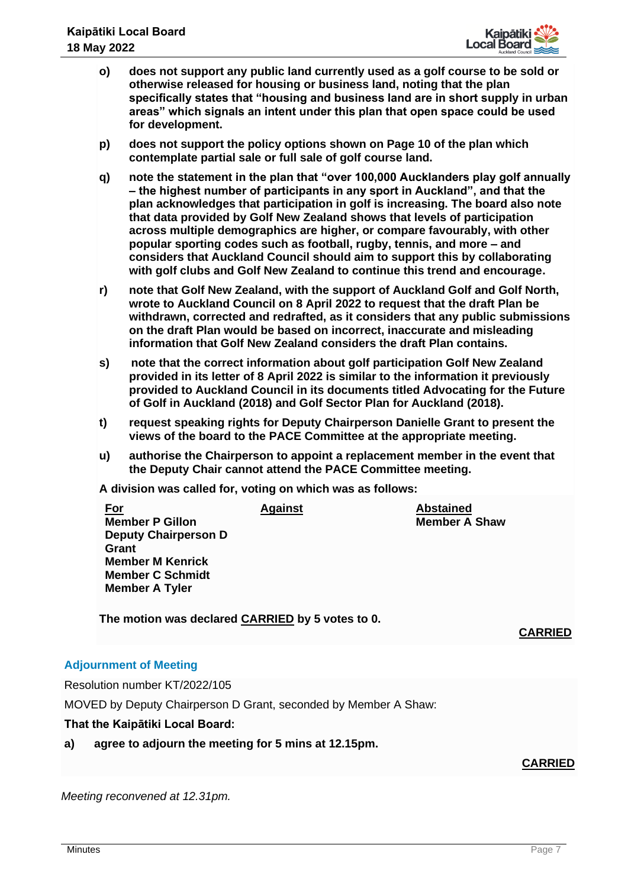o) **does not support any public land currently used as a golf course to be sold or otherwise released for housing or business land, noting that the plan specifically states that "housing and business land are in short supply in urban areas" which signals an intent under this plan that open space could be used for development.**

p) **does not support the policy options shown on Page 10 of the plan which contemplate partial sale or full sale of golf course land.**

q) **note the statement in the plan that "over 100,000 Aucklanders play golf annually – the highest number of participants in any sport in Auckland", and that the plan acknowledges that participation in golf is increasing. The board also note that data provided by Golf New Zealand shows that levels of participation across multiple demographics are higher, or compare favourably, with other popular sporting codes such as football, rugby, tennis, and more – and considers that Auckland Council should aim to support this by collaborating with golf clubs and Golf New Zealand to continue this trend and encourage.**

r) **note that Golf New Zealand, with the support of Auckland Golf and Golf North, wrote to Auckland Council on 8 April 2022 to request that the draft Plan be withdrawn, corrected and redrafted, as it considers that any public submissions on the draft Plan would be based on incorrect, inaccurate and misleading information that Golf New Zealand considers the draft Plan contains.**

s) **note that the correct information about golf participation Golf New Zealand provided in its letter of 8 April 2022 is similar to the information it previously provided to Auckland Council in its documents titled Advocating for the Future of Golf in Auckland (2018) and Golf Sector Plan for Auckland (2018).**

t) **request speaking rights for Deputy Chairperson Danielle Grant to present the views of the board to the PACE Committee at the appropriate meeting.**

u) **authorise the Chairperson to appoint a replacement member in the event that the Deputy Chair cannot attend the PACE Committee meeting.**

**A division was called for, voting on which was as follows:**

| For | Against | Abstained |
|---|---|---|
| Member P Gillon<br>Deputy Chairperson D Grant<br>Member M Kenrick<br>Member C Schmidt<br>Member A Tyler | | Member A Shaw |

**The motion was declared CARRIED by 5 votes to 0.**

**CARRIED**

### Adjournment of Meeting

Resolution number KT/2022/105

MOVED by Deputy Chairperson D Grant, seconded by Member A Shaw:

**That the Kaipātiki Local Board:**

a) **agree to adjourn the meeting for 5 mins at 12.15pm.**

**CARRIED**

*Meeting reconvened at 12.31pm.*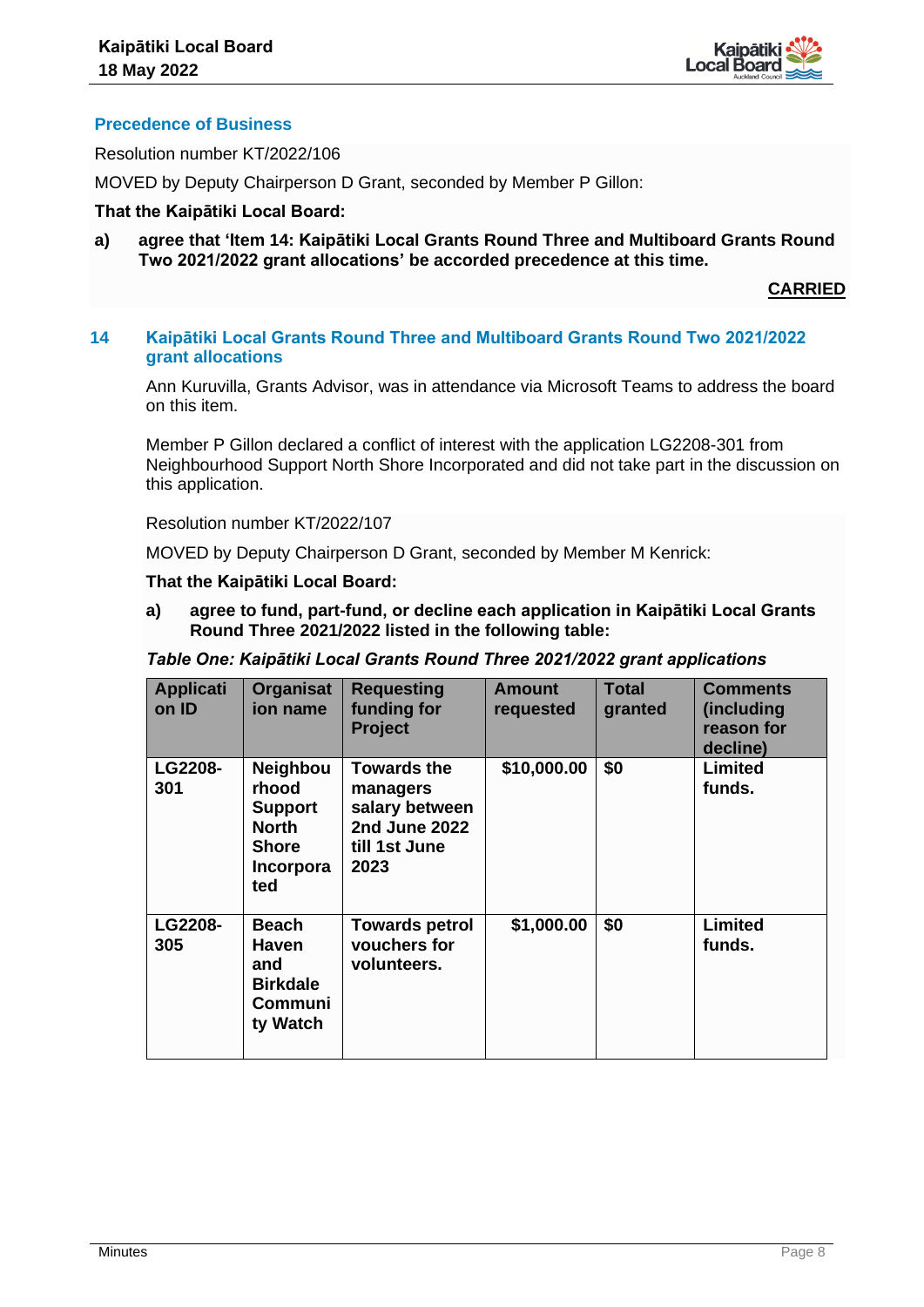## Precedence of Business

Resolution number KT/2022/106

MOVED by Deputy Chairperson D Grant, seconded by Member P Gillon:

**That the Kaipātiki Local Board:**

**a) agree that 'Item 14: Kaipātiki Local Grants Round Three and Multiboard Grants Round Two 2021/2022 grant allocations' be accorded precedence at this time.**

**CARRIED**

## 14 Kaipātiki Local Grants Round Three and Multiboard Grants Round Two 2021/2022 grant allocations

Ann Kuruvilla, Grants Advisor, was in attendance via Microsoft Teams to address the board on this item.

Member P Gillon declared a conflict of interest with the application LG2208-301 from Neighbourhood Support North Shore Incorporated and did not take part in the discussion on this application.

Resolution number KT/2022/107

MOVED by Deputy Chairperson D Grant, seconded by Member M Kenrick:

**That the Kaipātiki Local Board:**

**a) agree to fund, part-fund, or decline each application in Kaipātiki Local Grants Round Three 2021/2022 listed in the following table:**

***Table One: Kaipātiki Local Grants Round Three 2021/2022 grant applications***

| Application ID | Organisation name | Requesting funding for Project | Amount requested | Total granted | Comments (including reason for decline) |
|---|---|---|---|---|---|
| **LG2208-301** | **Neighbourhood Support North Shore Incorporated** | **Towards the managers salary between 2nd June 2022 till 1st June 2023** | **$10,000.00** | **$0** | **Limited funds.** |
| **LG2208-305** | **Beach Haven and Birkdale Community Watch** | **Towards petrol vouchers for volunteers.** | **$1,000.00** | **$0** | **Limited funds.** |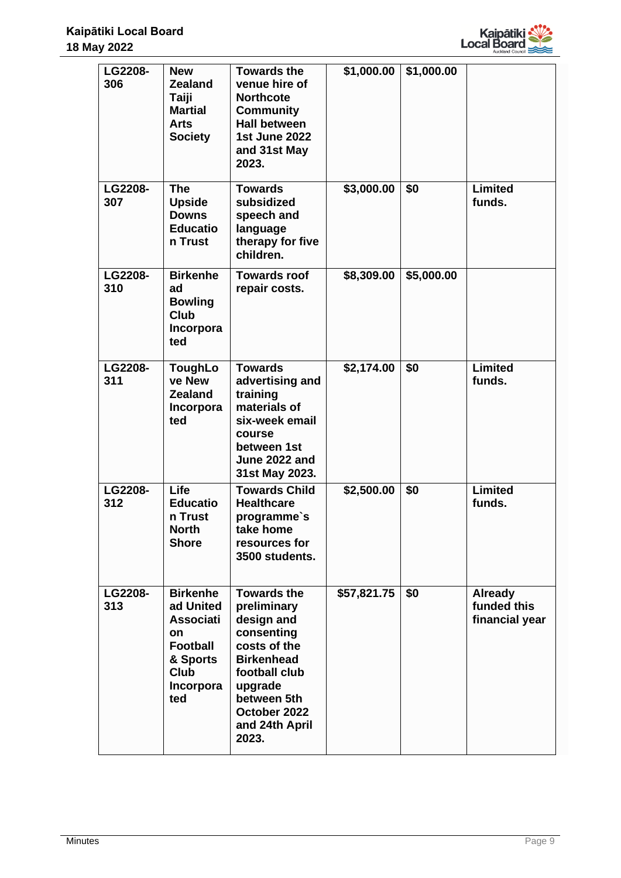| | | | | | |
|---|---|---|---|---|---|
| LG2208-306 | New Zealand Taiji Martial Arts Society | Towards the venue hire of Northcote Community Hall between 1st June 2022 and 31st May 2023. | $1,000.00 | $1,000.00 | |
| LG2208-307 | The Upside Downs Education Trust | Towards subsidized speech and language therapy for five children. | $3,000.00 | $0 | Limited funds. |
| LG2208-310 | Birkenhead Bowling Club Incorporated | Towards roof repair costs. | $8,309.00 | $5,000.00 | |
| LG2208-311 | ToughLove New Zealand Incorporated | Towards advertising and training materials of six-week email course between 1st June 2022 and 31st May 2023. | $2,174.00 | $0 | Limited funds. |
| LG2208-312 | Life Education Trust North Shore | Towards Child Healthcare programme`s take home resources for 3500 students. | $2,500.00 | $0 | Limited funds. |
| LG2208-313 | Birkenhead United Association Football & Sports Club Incorporated | Towards the preliminary design and consenting costs of the Birkenhead football club upgrade between 5th October 2022 and 24th April 2023. | $57,821.75 | $0 | Already funded this financial year |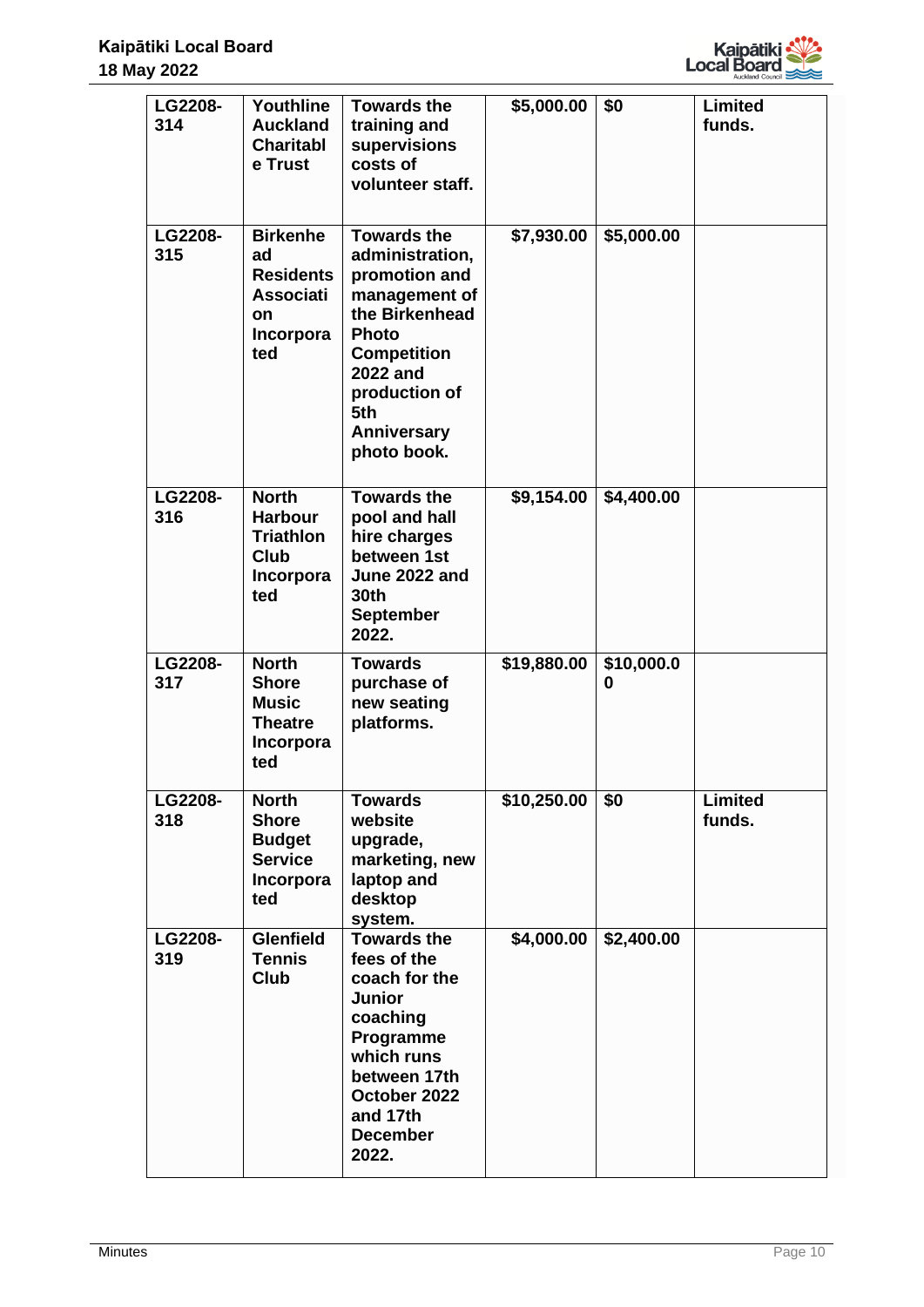| LG2208-314 | Youthline Auckland Charitable Trust | Towards the training and supervisions costs of volunteer staff. | $5,000.00 | $0 | Limited funds. |
|---|---|---|---|---|---|
| LG2208-315 | Birkenhead Residents Association Incorporated | Towards the administration, promotion and management of the Birkenhead Photo Competition 2022 and production of 5th Anniversary photo book. | $7,930.00 | $5,000.00 | |
| LG2208-316 | North Harbour Triathlon Club Incorporated | Towards the pool and hall hire charges between 1st June 2022 and 30th September 2022. | $9,154.00 | $4,400.00 | |
| LG2208-317 | North Shore Music Theatre Incorporated | Towards purchase of new seating platforms. | $19,880.00 | $10,000.00 | |
| LG2208-318 | North Shore Budget Service Incorporated | Towards website upgrade, marketing, new laptop and desktop system. | $10,250.00 | $0 | Limited funds. |
| LG2208-319 | Glenfield Tennis Club | Towards the fees of the coach for the Junior coaching Programme which runs between 17th October 2022 and 17th December 2022. | $4,000.00 | $2,400.00 | |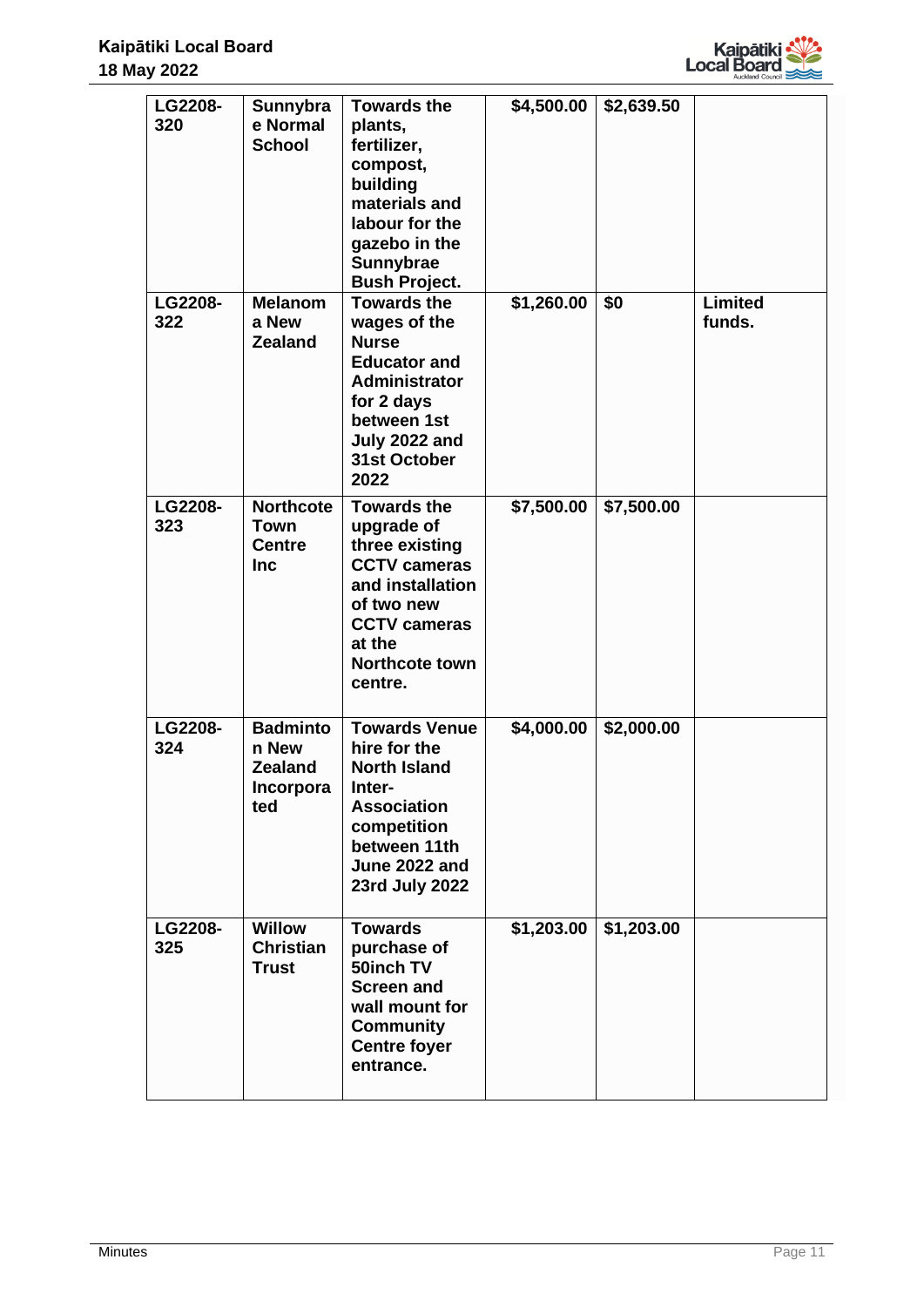| | | | | | |
|---|---|---|---|---|---|
| **LG2208-320** | **Sunnybrae Normal School** | **Towards the plants, fertilizer, compost, building materials and labour for the gazebo in the Sunnybrae Bush Project.** | **$4,500.00** | **$2,639.50** | |
| **LG2208-322** | **Melanoma New Zealand** | **Towards the wages of the Nurse Educator and Administrator for 2 days between 1st July 2022 and 31st October 2022** | **$1,260.00** | **$0** | **Limited funds.** |
| **LG2208-323** | **Northcote Town Centre Inc** | **Towards the upgrade of three existing CCTV cameras and installation of two new CCTV cameras at the Northcote town centre.** | **$7,500.00** | **$7,500.00** | |
| **LG2208-324** | **Badminton New Zealand Incorporated** | **Towards Venue hire for the North Island Inter-Association competition between 11th June 2022 and 23rd July 2022** | **$4,000.00** | **$2,000.00** | |
| **LG2208-325** | **Willow Christian Trust** | **Towards purchase of 50inch TV Screen and wall mount for Community Centre foyer entrance.** | **$1,203.00** | **$1,203.00** | |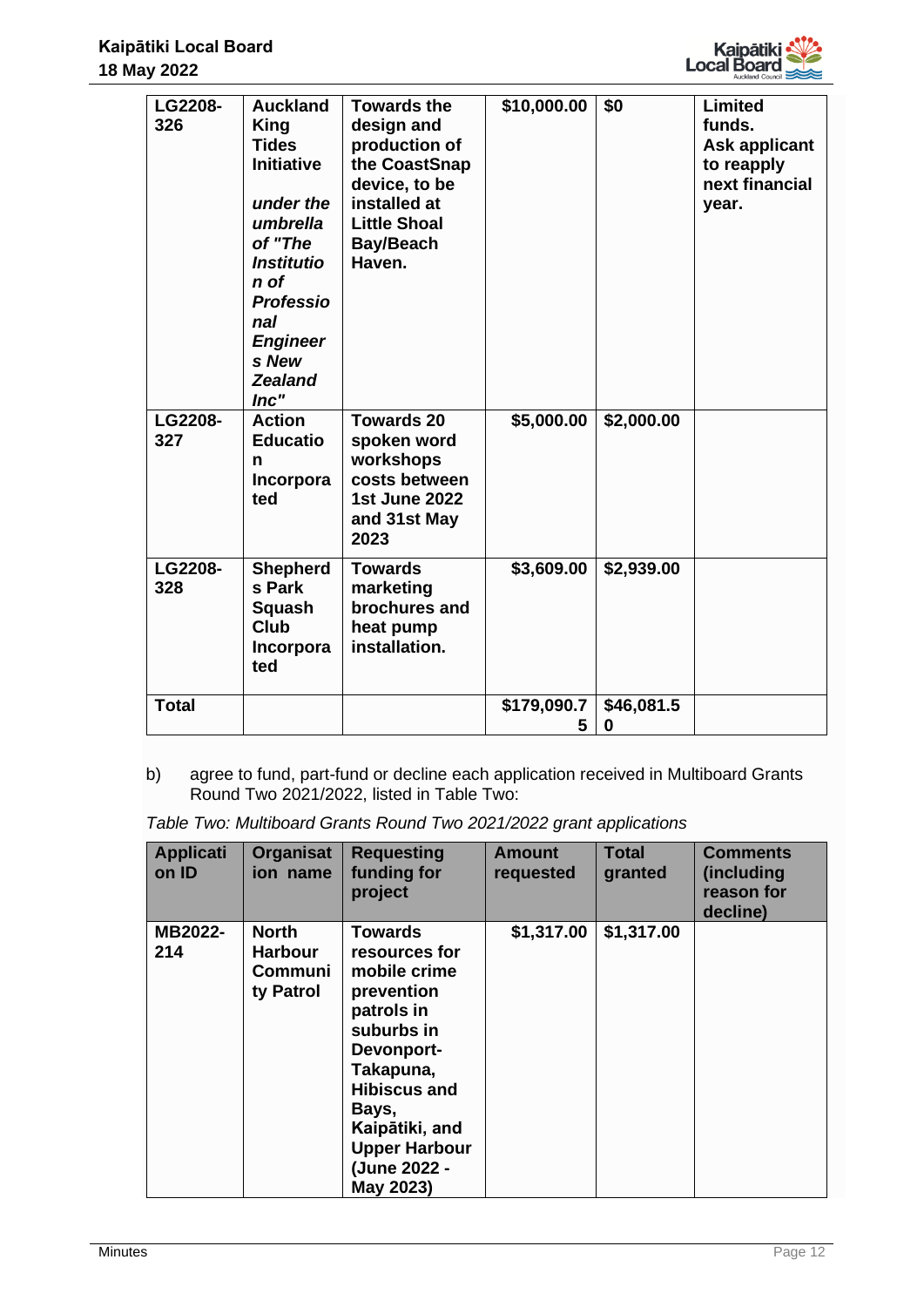| | | | | | |
|---|---|---|---|---|---|
| **LG2208-326** | **Auckland King Tides Initiative** <br><br> ***under the umbrella of "The Institution of Professional Engineers New Zealand Inc"*** | **Towards the design and production of the CoastSnap device, to be installed at Little Shoal Bay/Beach Haven.** | **$10,000.00** | **$0** | **Limited funds. Ask applicant to reapply next financial year.** |
| **LG2208-327** | **Action Education Incorporated** | **Towards 20 spoken word workshops costs between 1st June 2022 and 31st May 2023** | **$5,000.00** | **$2,000.00** | |
| **LG2208-328** | **Shepherds Park Squash Club Incorporated** | **Towards marketing brochures and heat pump installation.** | **$3,609.00** | **$2,939.00** | |
| **Total** | | | **$179,090.75** | **$46,081.50** | |

b) agree to fund, part-fund or decline each application received in Multiboard Grants Round Two 2021/2022, listed in Table Two:

*Table Two: Multiboard Grants Round Two 2021/2022 grant applications*

| Application ID | Organisation name | Requesting funding for project | Amount requested | Total granted | Comments (including reason for decline) |
|---|---|---|---|---|---|
| **MB2022-214** | **North Harbour Community Patrol** | **Towards resources for mobile crime prevention patrols in suburbs in Devonport-Takapuna, Hibiscus and Bays, Kaipātiki, and Upper Harbour (June 2022 - May 2023)** | **$1,317.00** | **$1,317.00** | |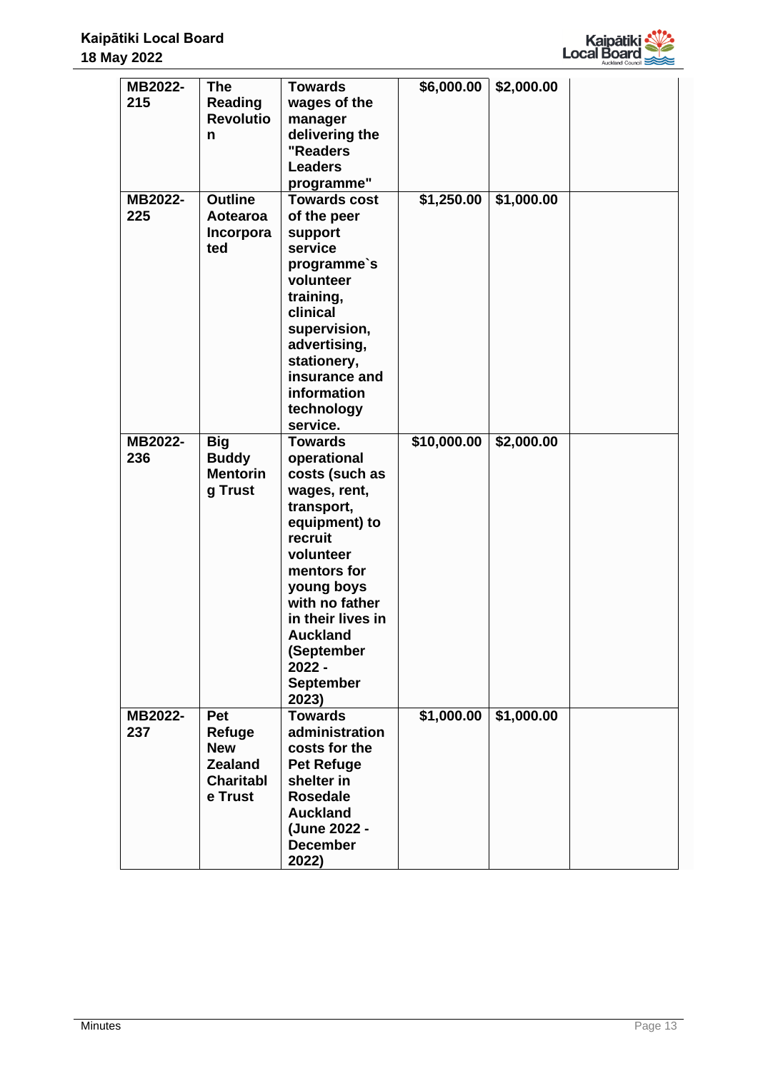| | | | | | |
|---|---|---|---|---|---|
| **MB2022-215** | **The Reading Revolution** | **Towards wages of the manager delivering the "Readers Leaders programme"** | **$6,000.00** | **$2,000.00** | |
| **MB2022-225** | **Outline Aotearoa Incorporated** | **Towards cost of the peer support service programme`s volunteer training, clinical supervision, advertising, stationery, insurance and information technology service.** | **$1,250.00** | **$1,000.00** | |
| **MB2022-236** | **Big Buddy Mentoring Trust** | **Towards operational costs (such as wages, rent, transport, equipment) to recruit volunteer mentors for young boys with no father in their lives in Auckland (September 2022 - September 2023)** | **$10,000.00** | **$2,000.00** | |
| **MB2022-237** | **Pet Refuge New Zealand Charitable Trust** | **Towards administration costs for the Pet Refuge shelter in Rosedale Auckland (June 2022 - December 2022)** | **$1,000.00** | **$1,000.00** | |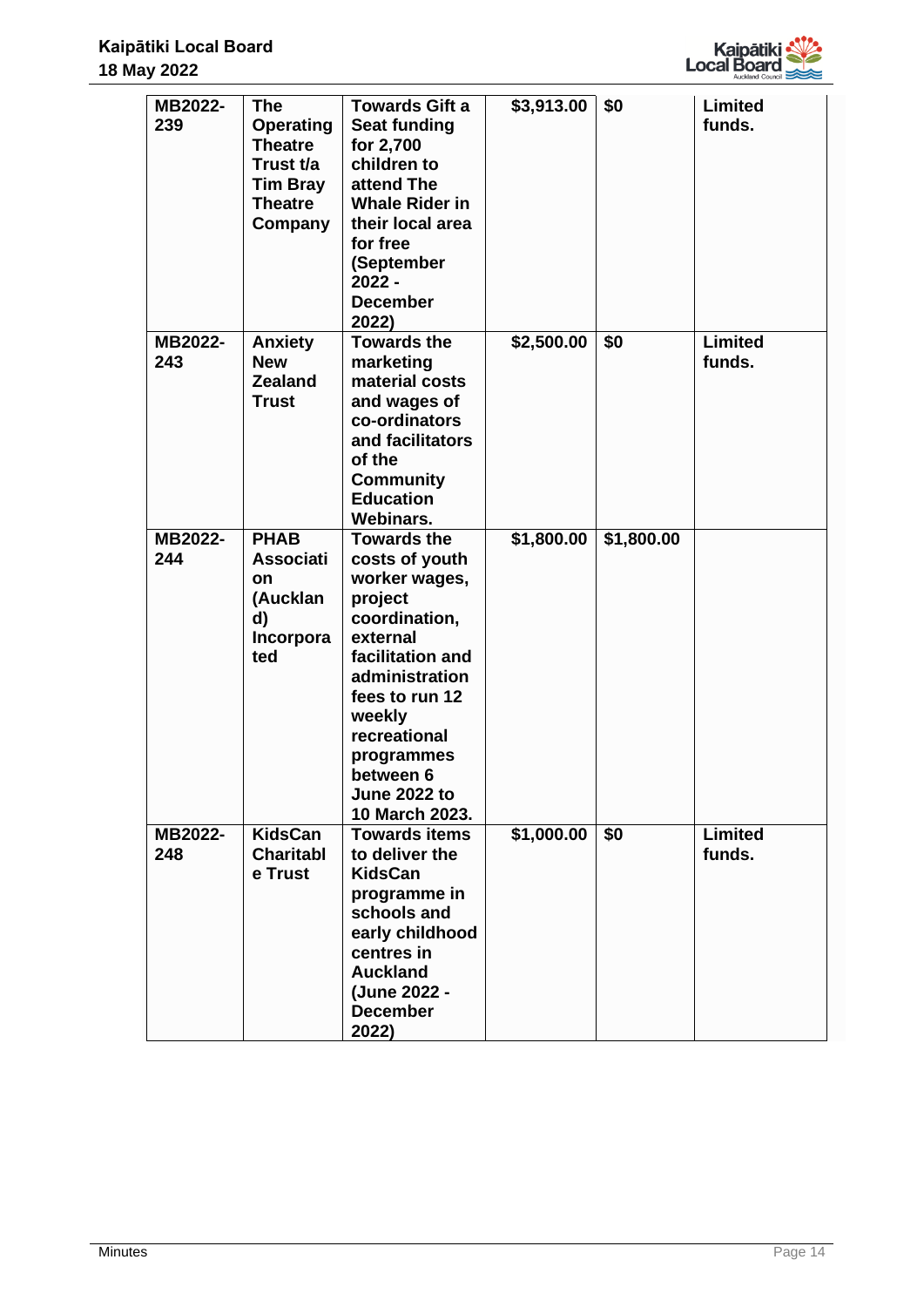| MB2022-239 | The Operating Theatre Trust t/a Tim Bray Theatre Company | Towards Gift a Seat funding for 2,700 children to attend The Whale Rider in their local area for free (September 2022 - December 2022) | $3,913.00 | $0 | Limited funds. |
|---|---|---|---|---|---|
| MB2022-243 | Anxiety New Zealand Trust | Towards the marketing material costs and wages of co-ordinators and facilitators of the Community Education Webinars. | $2,500.00 | $0 | Limited funds. |
| MB2022-244 | PHAB Association (Auckland) Incorporated | Towards the costs of youth worker wages, project coordination, external facilitation and administration fees to run 12 weekly recreational programmes between 6 June 2022 to 10 March 2023. | $1,800.00 | $1,800.00 | |
| MB2022-248 | KidsCan Charitable Trust | Towards items to deliver the KidsCan programme in schools and early childhood centres in Auckland (June 2022 - December 2022) | $1,000.00 | $0 | Limited funds. |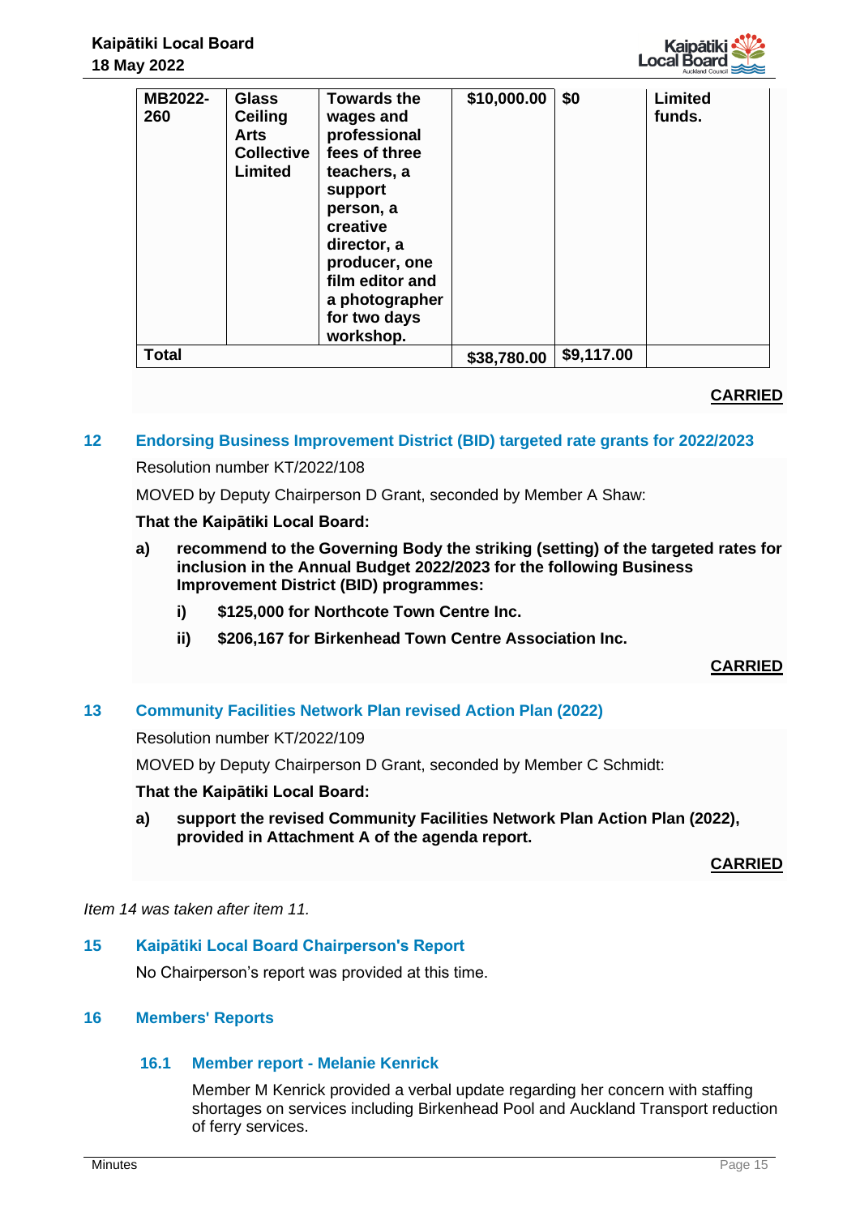| | | | | | |
|---|---|---|---|---|---|
| **MB2022-260** | **Glass Ceiling Arts Collective Limited** | **Towards the wages and professional fees of three teachers, a support person, a creative director, a producer, one film editor and a photographer for two days workshop.** | **$10,000.00** | **$0** | **Limited funds.** |
| **Total** | | | **$38,780.00** | **$9,117.00** | |

**CARRIED**

## 12 Endorsing Business Improvement District (BID) targeted rate grants for 2022/2023

Resolution number KT/2022/108

MOVED by Deputy Chairperson D Grant, seconded by Member A Shaw:

**That the Kaipātiki Local Board:**

**a) recommend to the Governing Body the striking (setting) of the targeted rates for inclusion in the Annual Budget 2022/2023 for the following Business Improvement District (BID) programmes:**

**i) $125,000 for Northcote Town Centre Inc.**

**ii) $206,167 for Birkenhead Town Centre Association Inc.**

**CARRIED**

## 13 Community Facilities Network Plan revised Action Plan (2022)

Resolution number KT/2022/109

MOVED by Deputy Chairperson D Grant, seconded by Member C Schmidt:

**That the Kaipātiki Local Board:**

**a) support the revised Community Facilities Network Plan Action Plan (2022), provided in Attachment A of the agenda report.**

**CARRIED**

*Item 14 was taken after item 11.*

## 15 Kaipātiki Local Board Chairperson's Report

No Chairperson's report was provided at this time.

## 16 Members' Reports

### 16.1 Member report - Melanie Kenrick

Member M Kenrick provided a verbal update regarding her concern with staffing shortages on services including Birkenhead Pool and Auckland Transport reduction of ferry services.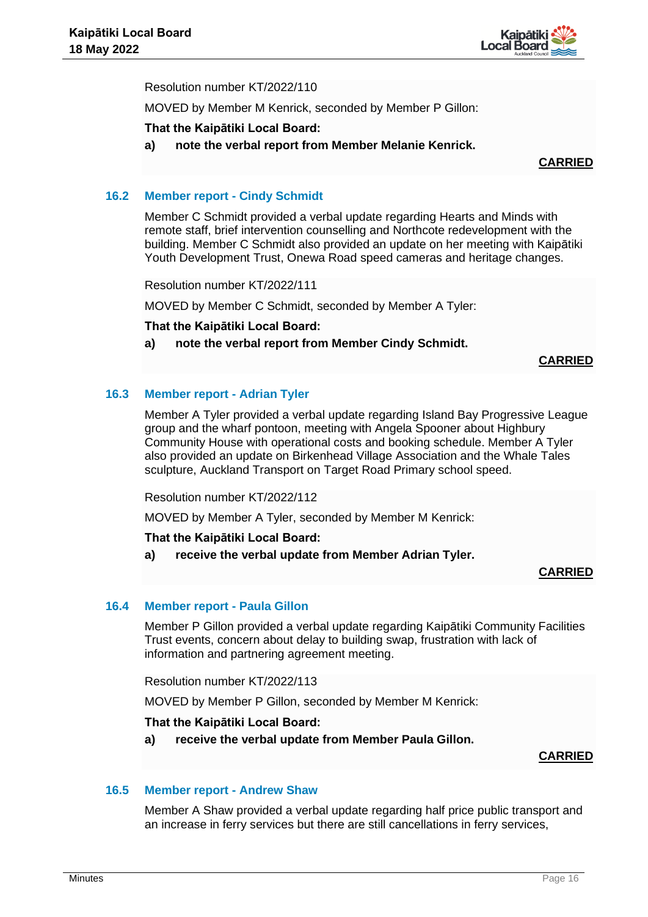Resolution number KT/2022/110

MOVED by Member M Kenrick, seconded by Member P Gillon:

**That the Kaipātiki Local Board:**

**a) note the verbal report from Member Melanie Kenrick.**

**CARRIED**

### 16.2 Member report - Cindy Schmidt

Member C Schmidt provided a verbal update regarding Hearts and Minds with remote staff, brief intervention counselling and Northcote redevelopment with the building. Member C Schmidt also provided an update on her meeting with Kaipātiki Youth Development Trust, Onewa Road speed cameras and heritage changes.

Resolution number KT/2022/111

MOVED by Member C Schmidt, seconded by Member A Tyler:

**That the Kaipātiki Local Board:**

**a) note the verbal report from Member Cindy Schmidt.**

**CARRIED**

### 16.3 Member report - Adrian Tyler

Member A Tyler provided a verbal update regarding Island Bay Progressive League group and the wharf pontoon, meeting with Angela Spooner about Highbury Community House with operational costs and booking schedule. Member A Tyler also provided an update on Birkenhead Village Association and the Whale Tales sculpture, Auckland Transport on Target Road Primary school speed.

Resolution number KT/2022/112

MOVED by Member A Tyler, seconded by Member M Kenrick:

**That the Kaipātiki Local Board:**

**a) receive the verbal update from Member Adrian Tyler.**

**CARRIED**

### 16.4 Member report - Paula Gillon

Member P Gillon provided a verbal update regarding Kaipātiki Community Facilities Trust events, concern about delay to building swap, frustration with lack of information and partnering agreement meeting.

Resolution number KT/2022/113

MOVED by Member P Gillon, seconded by Member M Kenrick:

**That the Kaipātiki Local Board:**

**a) receive the verbal update from Member Paula Gillon.**

**CARRIED**

### 16.5 Member report - Andrew Shaw

Member A Shaw provided a verbal update regarding half price public transport and an increase in ferry services but there are still cancellations in ferry services,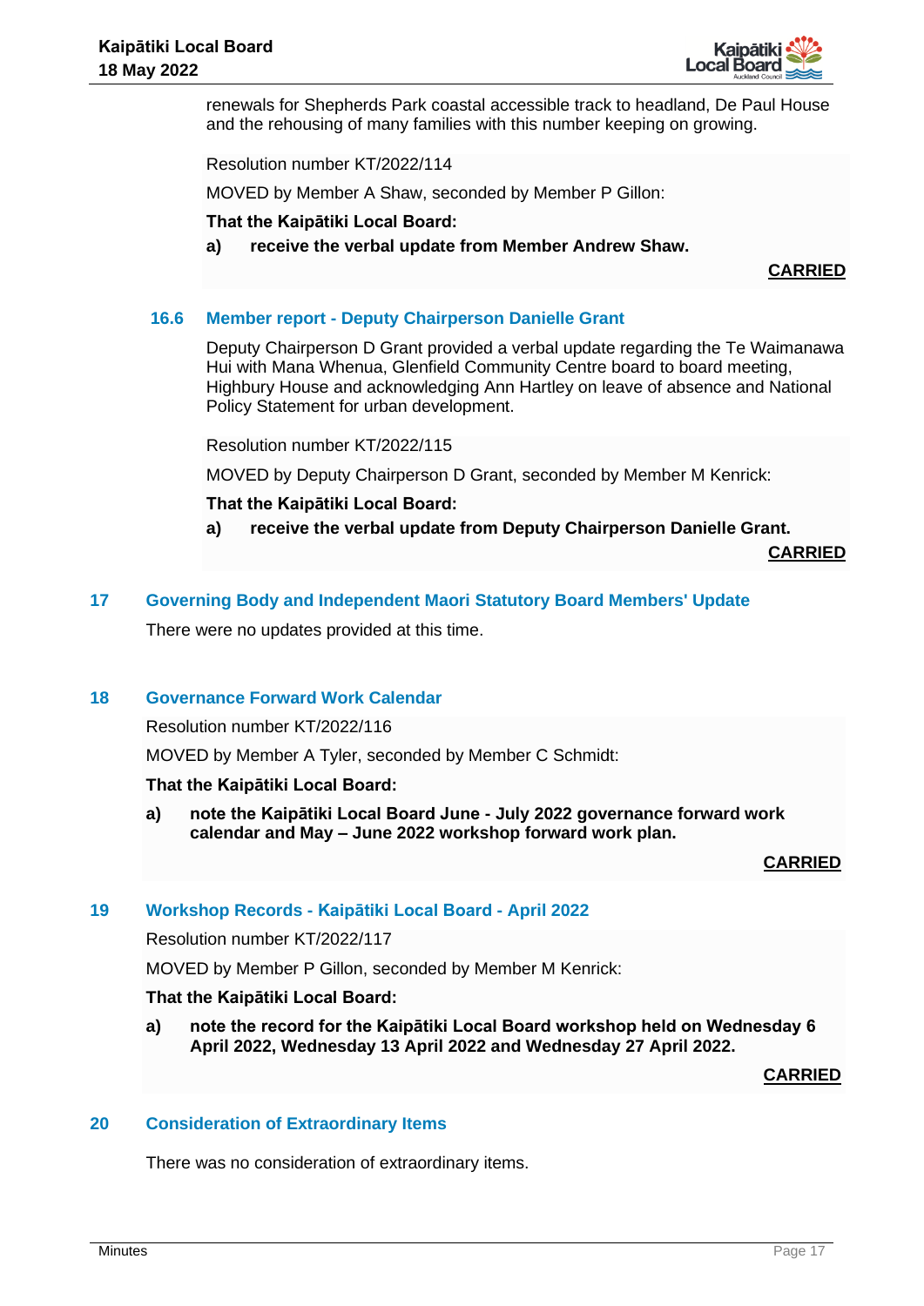renewals for Shepherds Park coastal accessible track to headland, De Paul House and the rehousing of many families with this number keeping on growing.

Resolution number KT/2022/114

MOVED by Member A Shaw, seconded by Member P Gillon:

**That the Kaipātiki Local Board:**

**a) receive the verbal update from Member Andrew Shaw.**

**CARRIED**

### 16.6 Member report - Deputy Chairperson Danielle Grant

Deputy Chairperson D Grant provided a verbal update regarding the Te Waimanawa Hui with Mana Whenua, Glenfield Community Centre board to board meeting, Highbury House and acknowledging Ann Hartley on leave of absence and National Policy Statement for urban development.

Resolution number KT/2022/115

MOVED by Deputy Chairperson D Grant, seconded by Member M Kenrick:

**That the Kaipātiki Local Board:**

**a) receive the verbal update from Deputy Chairperson Danielle Grant.**

**CARRIED**

## 17 Governing Body and Independent Maori Statutory Board Members' Update

There were no updates provided at this time.

## 18 Governance Forward Work Calendar

Resolution number KT/2022/116

MOVED by Member A Tyler, seconded by Member C Schmidt:

**That the Kaipātiki Local Board:**

**a) note the Kaipātiki Local Board June - July 2022 governance forward work calendar and May – June 2022 workshop forward work plan.**

**CARRIED**

## 19 Workshop Records - Kaipātiki Local Board - April 2022

Resolution number KT/2022/117

MOVED by Member P Gillon, seconded by Member M Kenrick:

**That the Kaipātiki Local Board:**

**a) note the record for the Kaipātiki Local Board workshop held on Wednesday 6 April 2022, Wednesday 13 April 2022 and Wednesday 27 April 2022.**

**CARRIED**

## 20 Consideration of Extraordinary Items

There was no consideration of extraordinary items.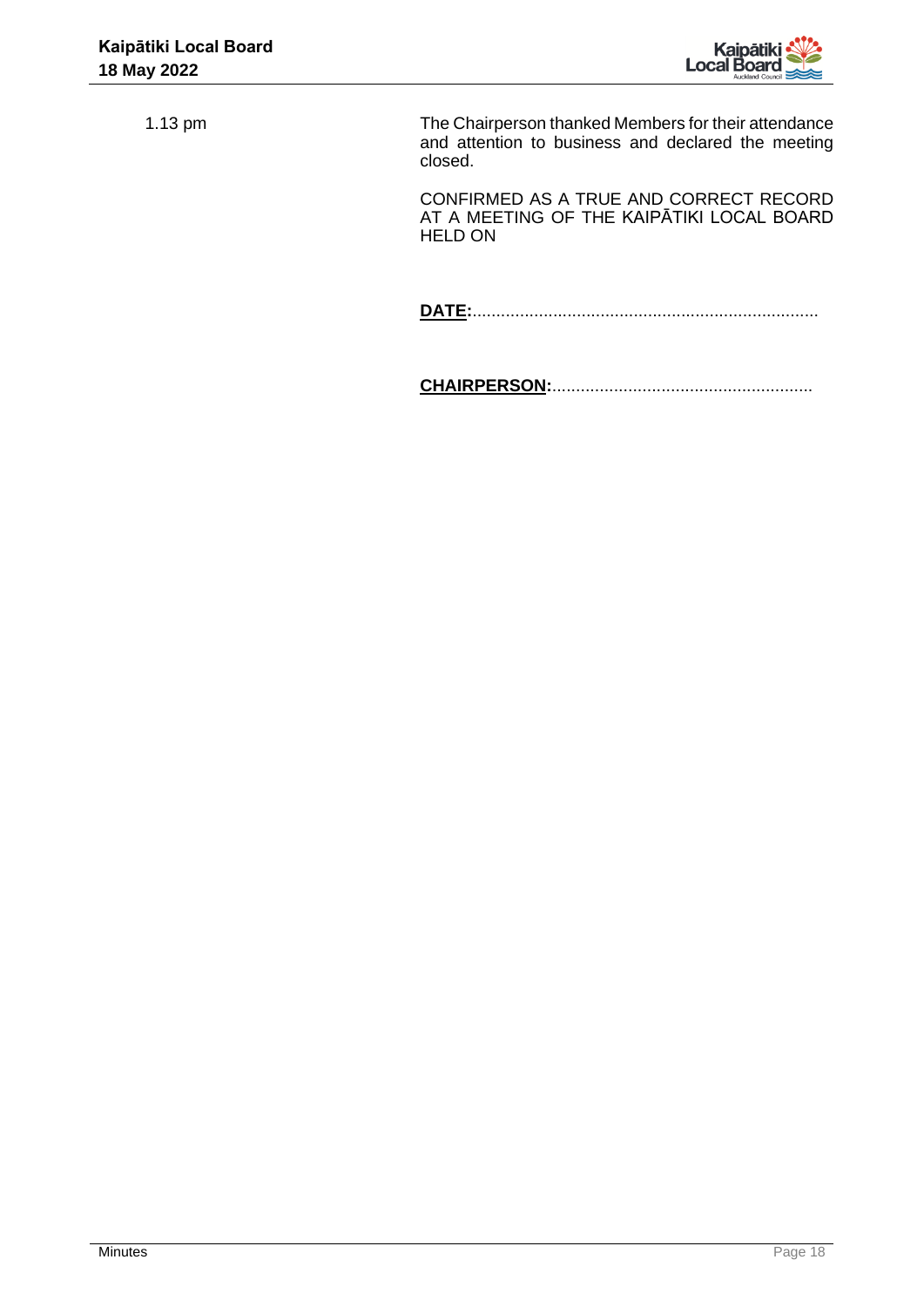| | |
|---|---|
| 1.13 pm | The Chairperson thanked Members for their attendance and attention to business and declared the meeting closed. |

CONFIRMED AS A TRUE AND CORRECT RECORD AT A MEETING OF THE KAIPĀTIKI LOCAL BOARD HELD ON

**DATE:**.........................................................................

**CHAIRPERSON:**.......................................................